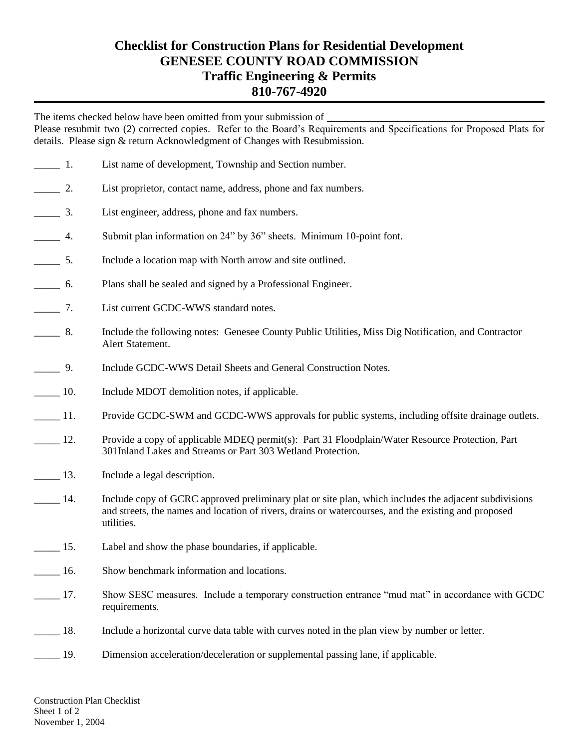# Checklist for Construction Plans for Residential Development
## GENESEE COUNTY ROAD COMMISSION
## Traffic Engineering & Permits
## 810-767-4920

The items checked below have been omitted from your submission of ________________________________________

Please resubmit two (2) corrected copies. Refer to the Board's Requirements and Specifications for Proposed Plats for details. Please sign & return Acknowledgment of Changes with Resubmission.

_____ 1. List name of development, Township and Section number.

_____ 2. List proprietor, contact name, address, phone and fax numbers.

_____ 3. List engineer, address, phone and fax numbers.

_____ 4. Submit plan information on 24" by 36" sheets. Minimum 10-point font.

_____ 5. Include a location map with North arrow and site outlined.

_____ 6. Plans shall be sealed and signed by a Professional Engineer.

_____ 7. List current GCDC-WWS standard notes.

_____ 8. Include the following notes: Genesee County Public Utilities, Miss Dig Notification, and Contractor Alert Statement.

_____ 9. Include GCDC-WWS Detail Sheets and General Construction Notes.

_____ 10. Include MDOT demolition notes, if applicable.

_____ 11. Provide GCDC-SWM and GCDC-WWS approvals for public systems, including offsite drainage outlets.

_____ 12. Provide a copy of applicable MDEQ permit(s): Part 31 Floodplain/Water Resource Protection, Part 301Inland Lakes and Streams or Part 303 Wetland Protection.

_____ 13. Include a legal description.

_____ 14. Include copy of GCRC approved preliminary plat or site plan, which includes the adjacent subdivisions and streets, the names and location of rivers, drains or watercourses, and the existing and proposed utilities.

_____ 15. Label and show the phase boundaries, if applicable.

_____ 16. Show benchmark information and locations.

_____ 17. Show SESC measures. Include a temporary construction entrance "mud mat" in accordance with GCDC requirements.

_____ 18. Include a horizontal curve data table with curves noted in the plan view by number or letter.

_____ 19. Dimension acceleration/deceleration or supplemental passing lane, if applicable.

Construction Plan Checklist
Sheet 1 of 2
November 1, 2004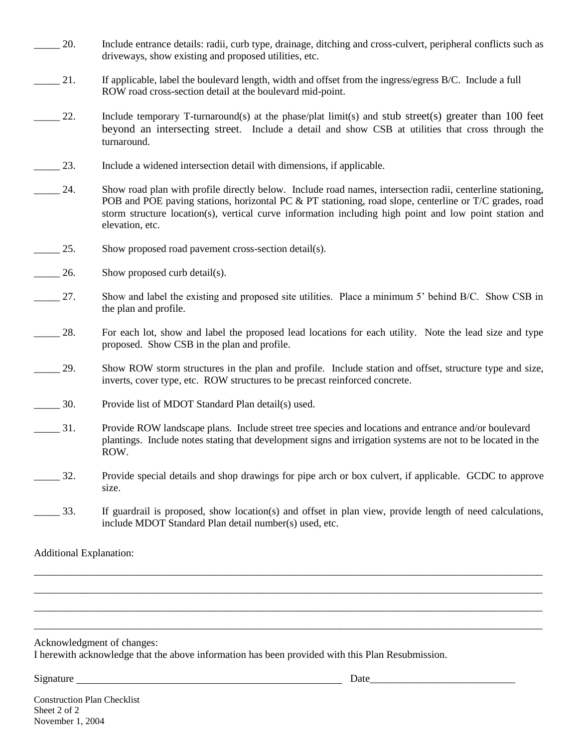_____ 20. Include entrance details: radii, curb type, drainage, ditching and cross-culvert, peripheral conflicts such as driveways, show existing and proposed utilities, etc.

_____ 21. If applicable, label the boulevard length, width and offset from the ingress/egress B/C. Include a full ROW road cross-section detail at the boulevard mid-point.

_____ 22. Include temporary T-turnaround(s) at the phase/plat limit(s) and stub street(s) greater than 100 feet beyond an intersecting street. Include a detail and show CSB at utilities that cross through the turnaround.

_____ 23. Include a widened intersection detail with dimensions, if applicable.

_____ 24. Show road plan with profile directly below. Include road names, intersection radii, centerline stationing, POB and POE paving stations, horizontal PC & PT stationing, road slope, centerline or T/C grades, road storm structure location(s), vertical curve information including high point and low point station and elevation, etc.

_____ 25. Show proposed road pavement cross-section detail(s).

_____ 26. Show proposed curb detail(s).

_____ 27. Show and label the existing and proposed site utilities. Place a minimum 5' behind B/C. Show CSB in the plan and profile.

_____ 28. For each lot, show and label the proposed lead locations for each utility. Note the lead size and type proposed. Show CSB in the plan and profile.

_____ 29. Show ROW storm structures in the plan and profile. Include station and offset, structure type and size, inverts, cover type, etc. ROW structures to be precast reinforced concrete.

_____ 30. Provide list of MDOT Standard Plan detail(s) used.

_____ 31. Provide ROW landscape plans. Include street tree species and locations and entrance and/or boulevard plantings. Include notes stating that development signs and irrigation systems are not to be located in the ROW.

_____ 32. Provide special details and shop drawings for pipe arch or box culvert, if applicable. GCDC to approve size.

_____ 33. If guardrail is proposed, show location(s) and offset in plan view, provide length of need calculations, include MDOT Standard Plan detail number(s) used, etc.

Additional Explanation:

_______________________________________________________________________________________________

_______________________________________________________________________________________________

_______________________________________________________________________________________________

_______________________________________________________________________________________________

Acknowledgment of changes:
I herewith acknowledge that the above information has been provided with this Plan Resubmission.

Signature ______________________________________________________ Date____________________________

Construction Plan Checklist
Sheet 2 of 2
November 1, 2004